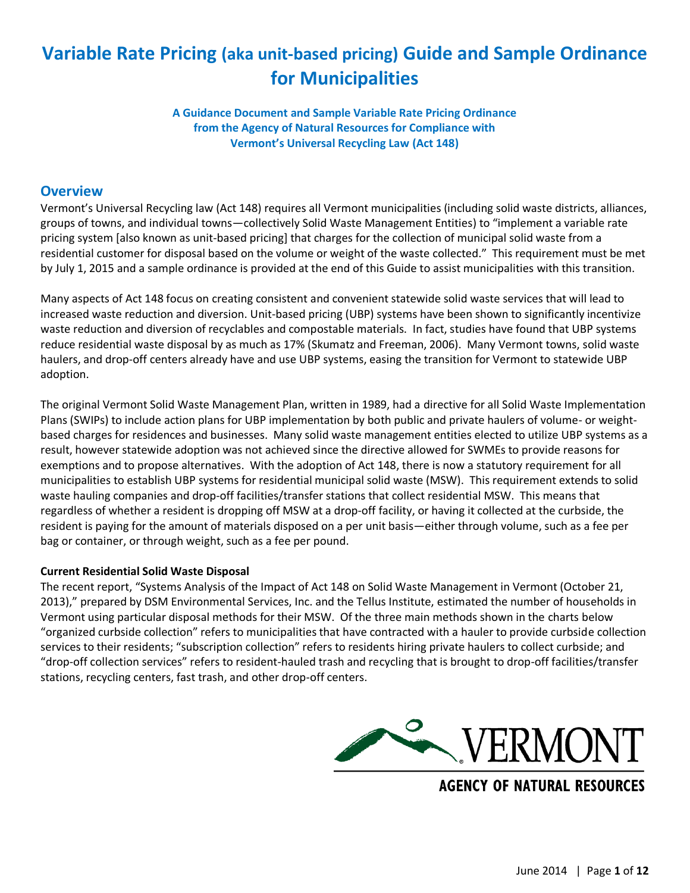# Variable Rate Pricing (aka unit-based pricing) Guide and Sample Ordinance for Municipalities

**A Guidance Document and Sample Variable Rate Pricing Ordinance from the Agency of Natural Resources for Compliance with Vermont's Universal Recycling Law (Act 148)**

## Overview

Vermont's Universal Recycling law (Act 148) requires all Vermont municipalities (including solid waste districts, alliances, groups of towns, and individual towns—collectively Solid Waste Management Entities) to "implement a variable rate pricing system [also known as unit-based pricing] that charges for the collection of municipal solid waste from a residential customer for disposal based on the volume or weight of the waste collected." This requirement must be met by July 1, 2015 and a sample ordinance is provided at the end of this Guide to assist municipalities with this transition.

Many aspects of Act 148 focus on creating consistent and convenient statewide solid waste services that will lead to increased waste reduction and diversion. Unit-based pricing (UBP) systems have been shown to significantly incentivize waste reduction and diversion of recyclables and compostable materials. In fact, studies have found that UBP systems reduce residential waste disposal by as much as 17% (Skumatz and Freeman, 2006). Many Vermont towns, solid waste haulers, and drop-off centers already have and use UBP systems, easing the transition for Vermont to statewide UBP adoption.

The original Vermont Solid Waste Management Plan, written in 1989, had a directive for all Solid Waste Implementation Plans (SWIPs) to include action plans for UBP implementation by both public and private haulers of volume- or weight-based charges for residences and businesses. Many solid waste management entities elected to utilize UBP systems as a result, however statewide adoption was not achieved since the directive allowed for SWMEs to provide reasons for exemptions and to propose alternatives. With the adoption of Act 148, there is now a statutory requirement for all municipalities to establish UBP systems for residential municipal solid waste (MSW). This requirement extends to solid waste hauling companies and drop-off facilities/transfer stations that collect residential MSW. This means that regardless of whether a resident is dropping off MSW at a drop-off facility, or having it collected at the curbside, the resident is paying for the amount of materials disposed on a per unit basis—either through volume, such as a fee per bag or container, or through weight, such as a fee per pound.

**Current Residential Solid Waste Disposal**

The recent report, "Systems Analysis of the Impact of Act 148 on Solid Waste Management in Vermont (October 21, 2013)," prepared by DSM Environmental Services, Inc. and the Tellus Institute, estimated the number of households in Vermont using particular disposal methods for their MSW. Of the three main methods shown in the charts below "organized curbside collection" refers to municipalities that have contracted with a hauler to provide curbside collection services to their residents; "subscription collection" refers to residents hiring private haulers to collect curbside; and "drop-off collection services" refers to resident-hauled trash and recycling that is brought to drop-off facilities/transfer stations, recycling centers, fast trash, and other drop-off centers.

VERMONT
AGENCY OF NATURAL RESOURCES

June 2014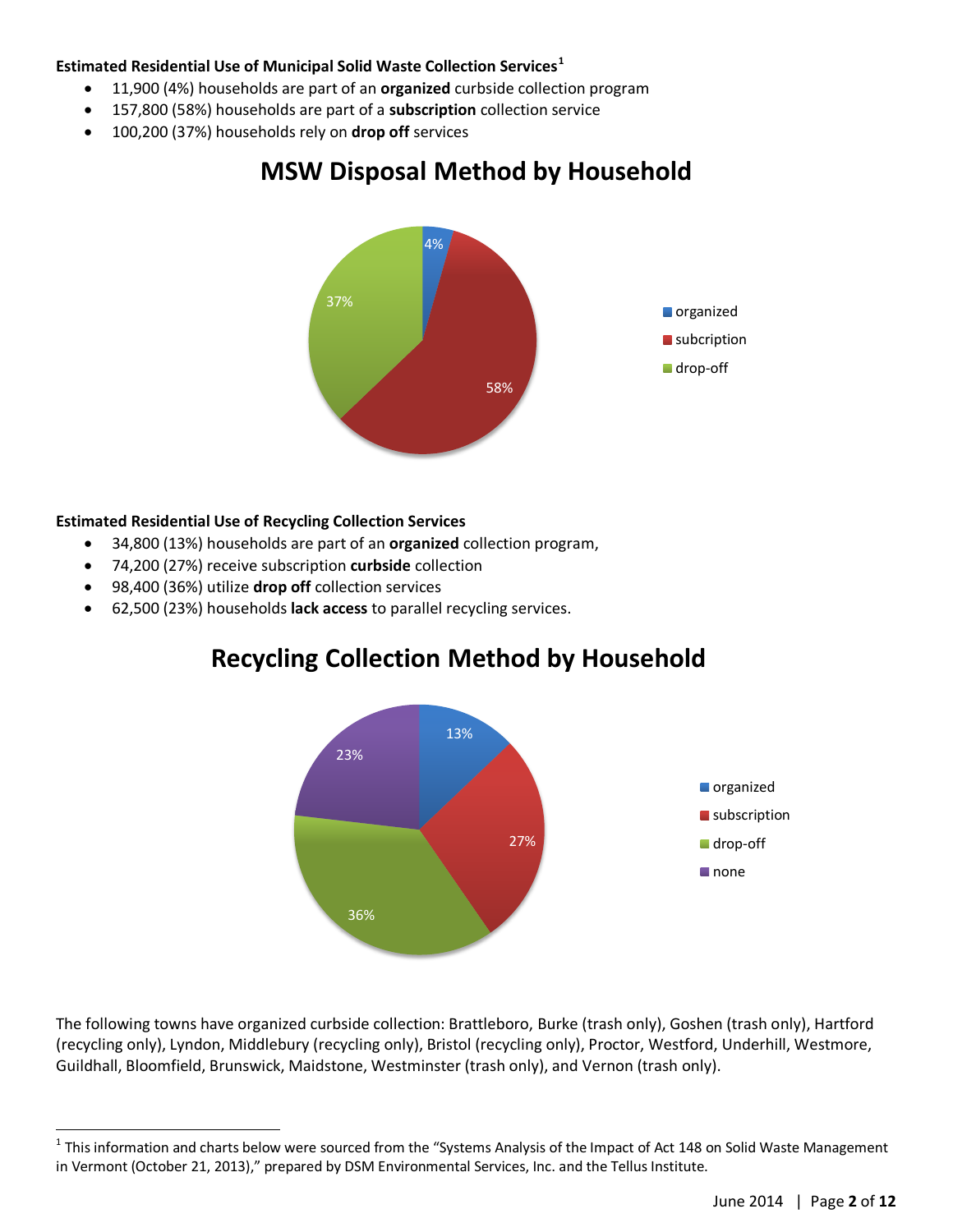**Estimated Residential Use of Municipal Solid Waste Collection Services**[1]

- 11,900 (4%) households are part of an **organized** curbside collection program
- 157,800 (58%) households are part of a **subscription** collection service
- 100,200 (37%) households rely on **drop off** services

## MSW Disposal Method by Household

| Method | Share |
|---|---|
| organized | 4% |
| subcription | 58% |
| drop-off | 37% |

**Estimated Residential Use of Recycling Collection Services**

- 34,800 (13%) households are part of an **organized** collection program,
- 74,200 (27%) receive subscription **curbside** collection
- 98,400 (36%) utilize **drop off** collection services
- 62,500 (23%) households **lack access** to parallel recycling services.

## Recycling Collection Method by Household

| Method | Share |
|---|---|
| organized | 13% |
| subscription | 27% |
| drop-off | 36% |
| none | 23% |

The following towns have organized curbside collection: Brattleboro, Burke (trash only), Goshen (trash only), Hartford (recycling only), Lyndon, Middlebury (recycling only), Bristol (recycling only), Proctor, Westford, Underhill, Westmore, Guildhall, Bloomfield, Brunswick, Maidstone, Westminster (trash only), and Vernon (trash only).

[1] This information and charts below were sourced from the "Systems Analysis of the Impact of Act 148 on Solid Waste Management in Vermont (October 21, 2013)," prepared by DSM Environmental Services, Inc. and the Tellus Institute.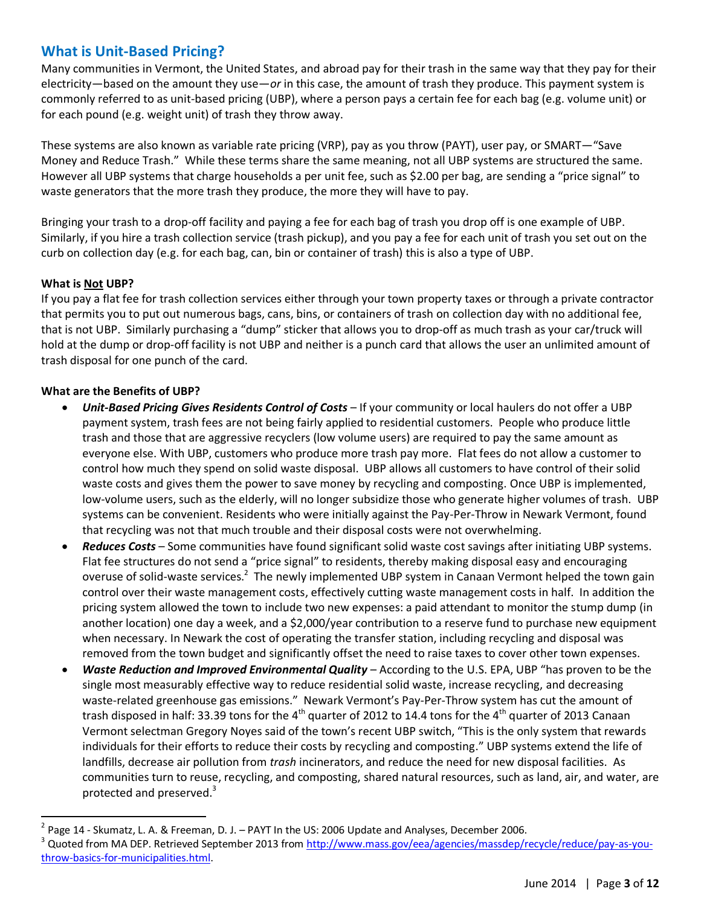## What is Unit-Based Pricing?

Many communities in Vermont, the United States, and abroad pay for their trash in the same way that they pay for their electricity—based on the amount they use—*or* in this case, the amount of trash they produce. This payment system is commonly referred to as unit-based pricing (UBP), where a person pays a certain fee for each bag (e.g. volume unit) or for each pound (e.g. weight unit) of trash they throw away.

These systems are also known as variable rate pricing (VRP), pay as you throw (PAYT), user pay, or SMART—"Save Money and Reduce Trash." While these terms share the same meaning, not all UBP systems are structured the same. However all UBP systems that charge households a per unit fee, such as $2.00 per bag, are sending a "price signal" to waste generators that the more trash they produce, the more they will have to pay.

Bringing your trash to a drop-off facility and paying a fee for each bag of trash you drop off is one example of UBP. Similarly, if you hire a trash collection service (trash pickup), and you pay a fee for each unit of trash you set out on the curb on collection day (e.g. for each bag, can, bin or container of trash) this is also a type of UBP.

**What is <u>Not</u> UBP?**

If you pay a flat fee for trash collection services either through your town property taxes or through a private contractor that permits you to put out numerous bags, cans, bins, or containers of trash on collection day with no additional fee, that is not UBP. Similarly purchasing a "dump" sticker that allows you to drop-off as much trash as your car/truck will hold at the dump or drop-off facility is not UBP and neither is a punch card that allows the user an unlimited amount of trash disposal for one punch of the card.

**What are the Benefits of UBP?**

- ***Unit-Based Pricing Gives Residents Control of Costs*** – If your community or local haulers do not offer a UBP payment system, trash fees are not being fairly applied to residential customers. People who produce little trash and those that are aggressive recyclers (low volume users) are required to pay the same amount as everyone else. With UBP, customers who produce more trash pay more. Flat fees do not allow a customer to control how much they spend on solid waste disposal. UBP allows all customers to have control of their solid waste costs and gives them the power to save money by recycling and composting. Once UBP is implemented, low-volume users, such as the elderly, will no longer subsidize those who generate higher volumes of trash. UBP systems can be convenient. Residents who were initially against the Pay-Per-Throw in Newark Vermont, found that recycling was not that much trouble and their disposal costs were not overwhelming.
- ***Reduces Costs*** – Some communities have found significant solid waste cost savings after initiating UBP systems. Flat fee structures do not send a "price signal" to residents, thereby making disposal easy and encouraging overuse of solid-waste services.[2] The newly implemented UBP system in Canaan Vermont helped the town gain control over their waste management costs, effectively cutting waste management costs in half. In addition the pricing system allowed the town to include two new expenses: a paid attendant to monitor the stump dump (in another location) one day a week, and a $2,000/year contribution to a reserve fund to purchase new equipment when necessary. In Newark the cost of operating the transfer station, including recycling and disposal was removed from the town budget and significantly offset the need to raise taxes to cover other town expenses.
- ***Waste Reduction and Improved Environmental Quality*** – According to the U.S. EPA, UBP "has proven to be the single most measurably effective way to reduce residential solid waste, increase recycling, and decreasing waste-related greenhouse gas emissions." Newark Vermont's Pay-Per-Throw system has cut the amount of trash disposed in half: 33.39 tons for the 4th quarter of 2012 to 14.4 tons for the 4th quarter of 2013 Canaan Vermont selectman Gregory Noyes said of the town's recent UBP switch, "This is the only system that rewards individuals for their efforts to reduce their costs by recycling and composting." UBP systems extend the life of landfills, decrease air pollution from *trash* incinerators, and reduce the need for new disposal facilities. As communities turn to reuse, recycling, and composting, shared natural resources, such as land, air, and water, are protected and preserved.[3]

---

[2] Page 14 - Skumatz, L. A. & Freeman, D. J. – PAYT In the US: 2006 Update and Analyses, December 2006.

[3] Quoted from MA DEP. Retrieved September 2013 from http://www.mass.gov/eea/agencies/massdep/recycle/reduce/pay-as-you-throw-basics-for-municipalities.html.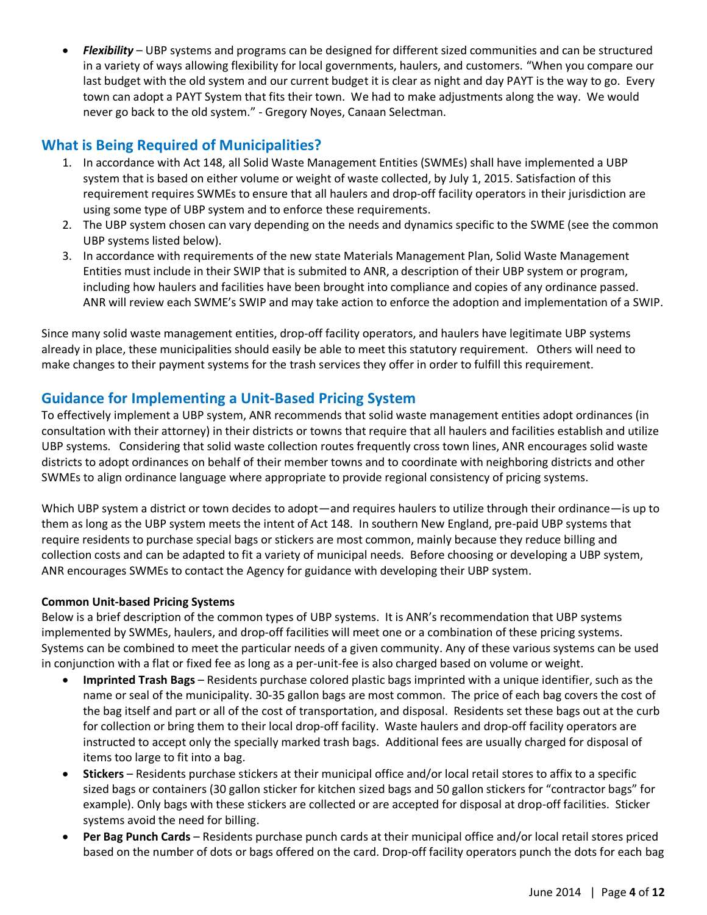- ***Flexibility*** – UBP systems and programs can be designed for different sized communities and can be structured in a variety of ways allowing flexibility for local governments, haulers, and customers. "When you compare our last budget with the old system and our current budget it is clear as night and day PAYT is the way to go. Every town can adopt a PAYT System that fits their town. We had to make adjustments along the way. We would never go back to the old system." - Gregory Noyes, Canaan Selectman.

## What is Being Required of Municipalities?

1. In accordance with Act 148, all Solid Waste Management Entities (SWMEs) shall have implemented a UBP system that is based on either volume or weight of waste collected, by July 1, 2015. Satisfaction of this requirement requires SWMEs to ensure that all haulers and drop-off facility operators in their jurisdiction are using some type of UBP system and to enforce these requirements.
2. The UBP system chosen can vary depending on the needs and dynamics specific to the SWME (see the common UBP systems listed below).
3. In accordance with requirements of the new state Materials Management Plan, Solid Waste Management Entities must include in their SWIP that is submited to ANR, a description of their UBP system or program, including how haulers and facilities have been brought into compliance and copies of any ordinance passed. ANR will review each SWME's SWIP and may take action to enforce the adoption and implementation of a SWIP.

Since many solid waste management entities, drop-off facility operators, and haulers have legitimate UBP systems already in place, these municipalities should easily be able to meet this statutory requirement. Others will need to make changes to their payment systems for the trash services they offer in order to fulfill this requirement.

## Guidance for Implementing a Unit-Based Pricing System

To effectively implement a UBP system, ANR recommends that solid waste management entities adopt ordinances (in consultation with their attorney) in their districts or towns that require that all haulers and facilities establish and utilize UBP systems. Considering that solid waste collection routes frequently cross town lines, ANR encourages solid waste districts to adopt ordinances on behalf of their member towns and to coordinate with neighboring districts and other SWMEs to align ordinance language where appropriate to provide regional consistency of pricing systems.

Which UBP system a district or town decides to adopt—and requires haulers to utilize through their ordinance—is up to them as long as the UBP system meets the intent of Act 148. In southern New England, pre-paid UBP systems that require residents to purchase special bags or stickers are most common, mainly because they reduce billing and collection costs and can be adapted to fit a variety of municipal needs. Before choosing or developing a UBP system, ANR encourages SWMEs to contact the Agency for guidance with developing their UBP system.

#### Common Unit-based Pricing Systems

Below is a brief description of the common types of UBP systems. It is ANR's recommendation that UBP systems implemented by SWMEs, haulers, and drop-off facilities will meet one or a combination of these pricing systems. Systems can be combined to meet the particular needs of a given community. Any of these various systems can be used in conjunction with a flat or fixed fee as long as a per-unit-fee is also charged based on volume or weight.

- **Imprinted Trash Bags** – Residents purchase colored plastic bags imprinted with a unique identifier, such as the name or seal of the municipality. 30-35 gallon bags are most common. The price of each bag covers the cost of the bag itself and part or all of the cost of transportation, and disposal. Residents set these bags out at the curb for collection or bring them to their local drop-off facility. Waste haulers and drop-off facility operators are instructed to accept only the specially marked trash bags. Additional fees are usually charged for disposal of items too large to fit into a bag.
- **Stickers** – Residents purchase stickers at their municipal office and/or local retail stores to affix to a specific sized bags or containers (30 gallon sticker for kitchen sized bags and 50 gallon stickers for "contractor bags" for example). Only bags with these stickers are collected or are accepted for disposal at drop-off facilities. Sticker systems avoid the need for billing.
- **Per Bag Punch Cards** – Residents purchase punch cards at their municipal office and/or local retail stores priced based on the number of dots or bags offered on the card. Drop-off facility operators punch the dots for each bag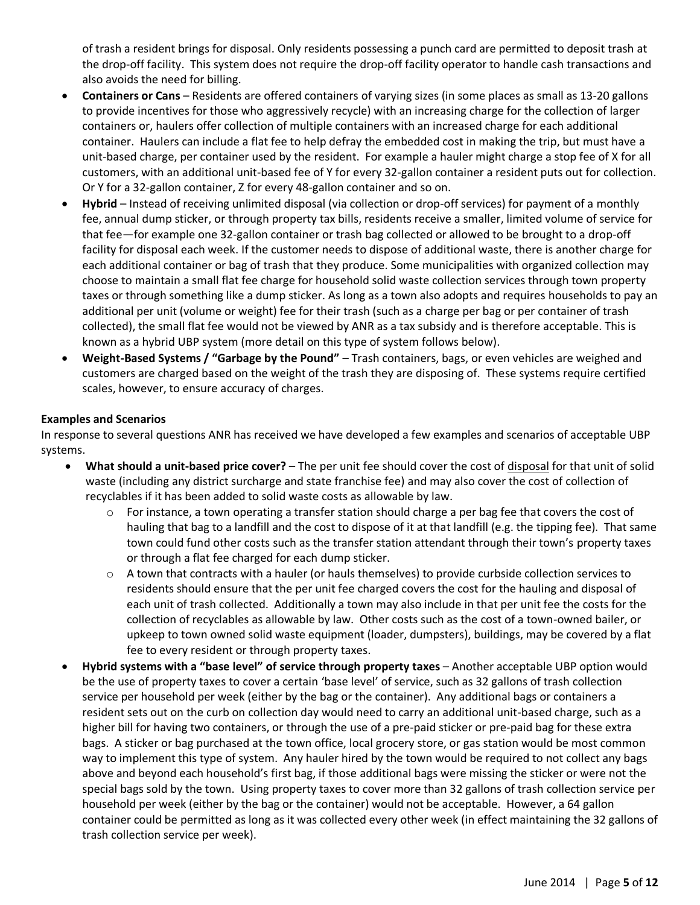of trash a resident brings for disposal. Only residents possessing a punch card are permitted to deposit trash at the drop-off facility. This system does not require the drop-off facility operator to handle cash transactions and also avoids the need for billing.

- **Containers or Cans** – Residents are offered containers of varying sizes (in some places as small as 13-20 gallons to provide incentives for those who aggressively recycle) with an increasing charge for the collection of larger containers or, haulers offer collection of multiple containers with an increased charge for each additional container. Haulers can include a flat fee to help defray the embedded cost in making the trip, but must have a unit-based charge, per container used by the resident. For example a hauler might charge a stop fee of X for all customers, with an additional unit-based fee of Y for every 32-gallon container a resident puts out for collection. Or Y for a 32-gallon container, Z for every 48-gallon container and so on.
- **Hybrid** – Instead of receiving unlimited disposal (via collection or drop-off services) for payment of a monthly fee, annual dump sticker, or through property tax bills, residents receive a smaller, limited volume of service for that fee—for example one 32-gallon container or trash bag collected or allowed to be brought to a drop-off facility for disposal each week. If the customer needs to dispose of additional waste, there is another charge for each additional container or bag of trash that they produce. Some municipalities with organized collection may choose to maintain a small flat fee charge for household solid waste collection services through town property taxes or through something like a dump sticker. As long as a town also adopts and requires households to pay an additional per unit (volume or weight) fee for their trash (such as a charge per bag or per container of trash collected), the small flat fee would not be viewed by ANR as a tax subsidy and is therefore acceptable. This is known as a hybrid UBP system (more detail on this type of system follows below).
- **Weight-Based Systems / "Garbage by the Pound"** – Trash containers, bags, or even vehicles are weighed and customers are charged based on the weight of the trash they are disposing of. These systems require certified scales, however, to ensure accuracy of charges.

**Examples and Scenarios**

In response to several questions ANR has received we have developed a few examples and scenarios of acceptable UBP systems.

- **What should a unit-based price cover?** – The per unit fee should cover the cost of disposal for that unit of solid waste (including any district surcharge and state franchise fee) and may also cover the cost of collection of recyclables if it has been added to solid waste costs as allowable by law.
  - For instance, a town operating a transfer station should charge a per bag fee that covers the cost of hauling that bag to a landfill and the cost to dispose of it at that landfill (e.g. the tipping fee). That same town could fund other costs such as the transfer station attendant through their town's property taxes or through a flat fee charged for each dump sticker.
  - A town that contracts with a hauler (or hauls themselves) to provide curbside collection services to residents should ensure that the per unit fee charged covers the cost for the hauling and disposal of each unit of trash collected. Additionally a town may also include in that per unit fee the costs for the collection of recyclables as allowable by law. Other costs such as the cost of a town-owned bailer, or upkeep to town owned solid waste equipment (loader, dumpsters), buildings, may be covered by a flat fee to every resident or through property taxes.
- **Hybrid systems with a "base level" of service through property taxes** – Another acceptable UBP option would be the use of property taxes to cover a certain 'base level' of service, such as 32 gallons of trash collection service per household per week (either by the bag or the container). Any additional bags or containers a resident sets out on the curb on collection day would need to carry an additional unit-based charge, such as a higher bill for having two containers, or through the use of a pre-paid sticker or pre-paid bag for these extra bags. A sticker or bag purchased at the town office, local grocery store, or gas station would be most common way to implement this type of system. Any hauler hired by the town would be required to not collect any bags above and beyond each household's first bag, if those additional bags were missing the sticker or were not the special bags sold by the town. Using property taxes to cover more than 32 gallons of trash collection service per household per week (either by the bag or the container) would not be acceptable. However, a 64 gallon container could be permitted as long as it was collected every other week (in effect maintaining the 32 gallons of trash collection service per week).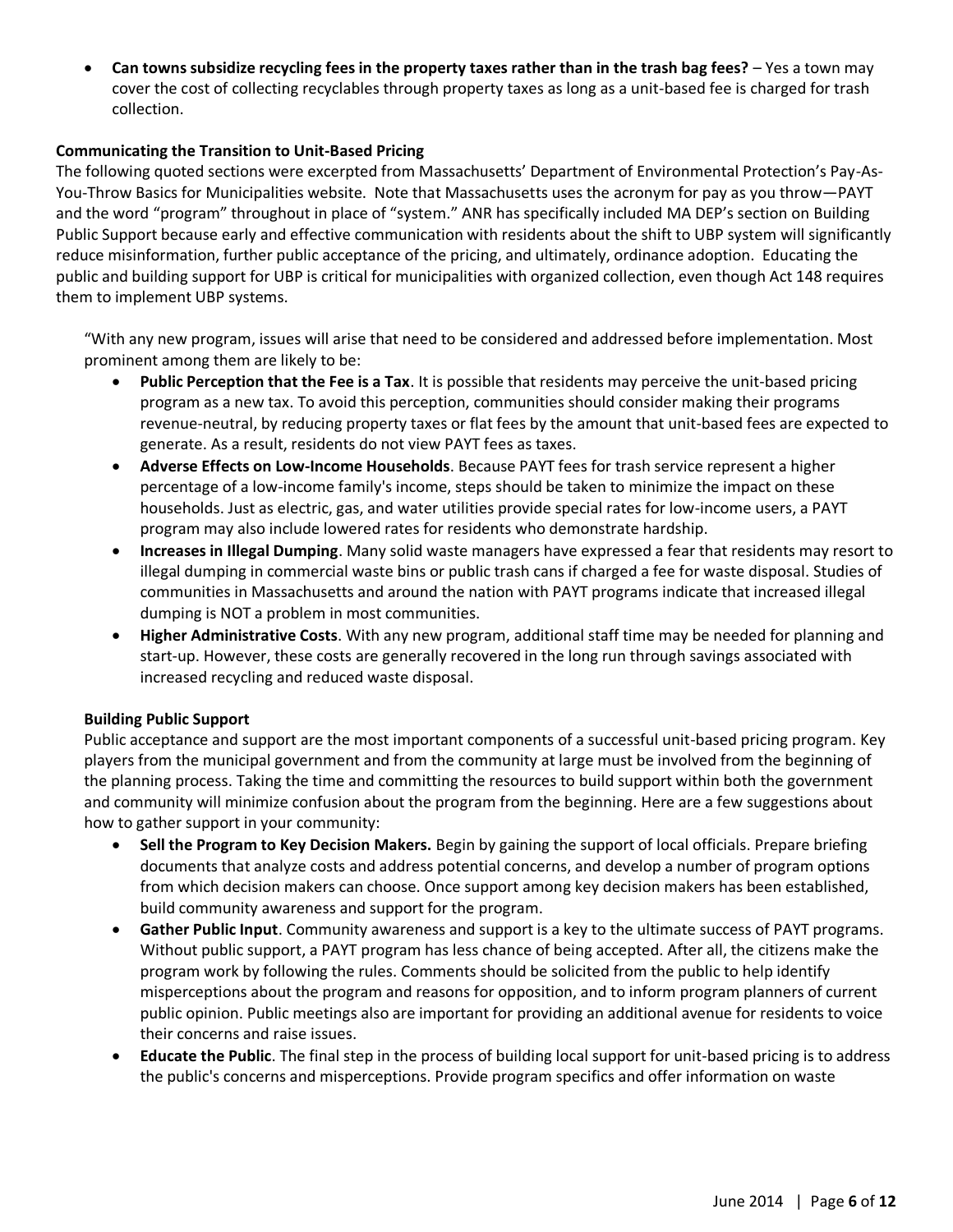- **Can towns subsidize recycling fees in the property taxes rather than in the trash bag fees?** – Yes a town may cover the cost of collecting recyclables through property taxes as long as a unit-based fee is charged for trash collection.

**Communicating the Transition to Unit-Based Pricing**

The following quoted sections were excerpted from Massachusetts' Department of Environmental Protection's Pay-As-You-Throw Basics for Municipalities website. Note that Massachusetts uses the acronym for pay as you throw—PAYT and the word "program" throughout in place of "system." ANR has specifically included MA DEP's section on Building Public Support because early and effective communication with residents about the shift to UBP system will significantly reduce misinformation, further public acceptance of the pricing, and ultimately, ordinance adoption. Educating the public and building support for UBP is critical for municipalities with organized collection, even though Act 148 requires them to implement UBP systems.

"With any new program, issues will arise that need to be considered and addressed before implementation. Most prominent among them are likely to be:

- **Public Perception that the Fee is a Tax**. It is possible that residents may perceive the unit-based pricing program as a new tax. To avoid this perception, communities should consider making their programs revenue-neutral, by reducing property taxes or flat fees by the amount that unit-based fees are expected to generate. As a result, residents do not view PAYT fees as taxes.
- **Adverse Effects on Low-Income Households**. Because PAYT fees for trash service represent a higher percentage of a low-income family's income, steps should be taken to minimize the impact on these households. Just as electric, gas, and water utilities provide special rates for low-income users, a PAYT program may also include lowered rates for residents who demonstrate hardship.
- **Increases in Illegal Dumping**. Many solid waste managers have expressed a fear that residents may resort to illegal dumping in commercial waste bins or public trash cans if charged a fee for waste disposal. Studies of communities in Massachusetts and around the nation with PAYT programs indicate that increased illegal dumping is NOT a problem in most communities.
- **Higher Administrative Costs**. With any new program, additional staff time may be needed for planning and start-up. However, these costs are generally recovered in the long run through savings associated with increased recycling and reduced waste disposal.

**Building Public Support**

Public acceptance and support are the most important components of a successful unit-based pricing program. Key players from the municipal government and from the community at large must be involved from the beginning of the planning process. Taking the time and committing the resources to build support within both the government and community will minimize confusion about the program from the beginning. Here are a few suggestions about how to gather support in your community:

- **Sell the Program to Key Decision Makers.** Begin by gaining the support of local officials. Prepare briefing documents that analyze costs and address potential concerns, and develop a number of program options from which decision makers can choose. Once support among key decision makers has been established, build community awareness and support for the program.
- **Gather Public Input**. Community awareness and support is a key to the ultimate success of PAYT programs. Without public support, a PAYT program has less chance of being accepted. After all, the citizens make the program work by following the rules. Comments should be solicited from the public to help identify misperceptions about the program and reasons for opposition, and to inform program planners of current public opinion. Public meetings also are important for providing an additional avenue for residents to voice their concerns and raise issues.
- **Educate the Public**. The final step in the process of building local support for unit-based pricing is to address the public's concerns and misperceptions. Provide program specifics and offer information on waste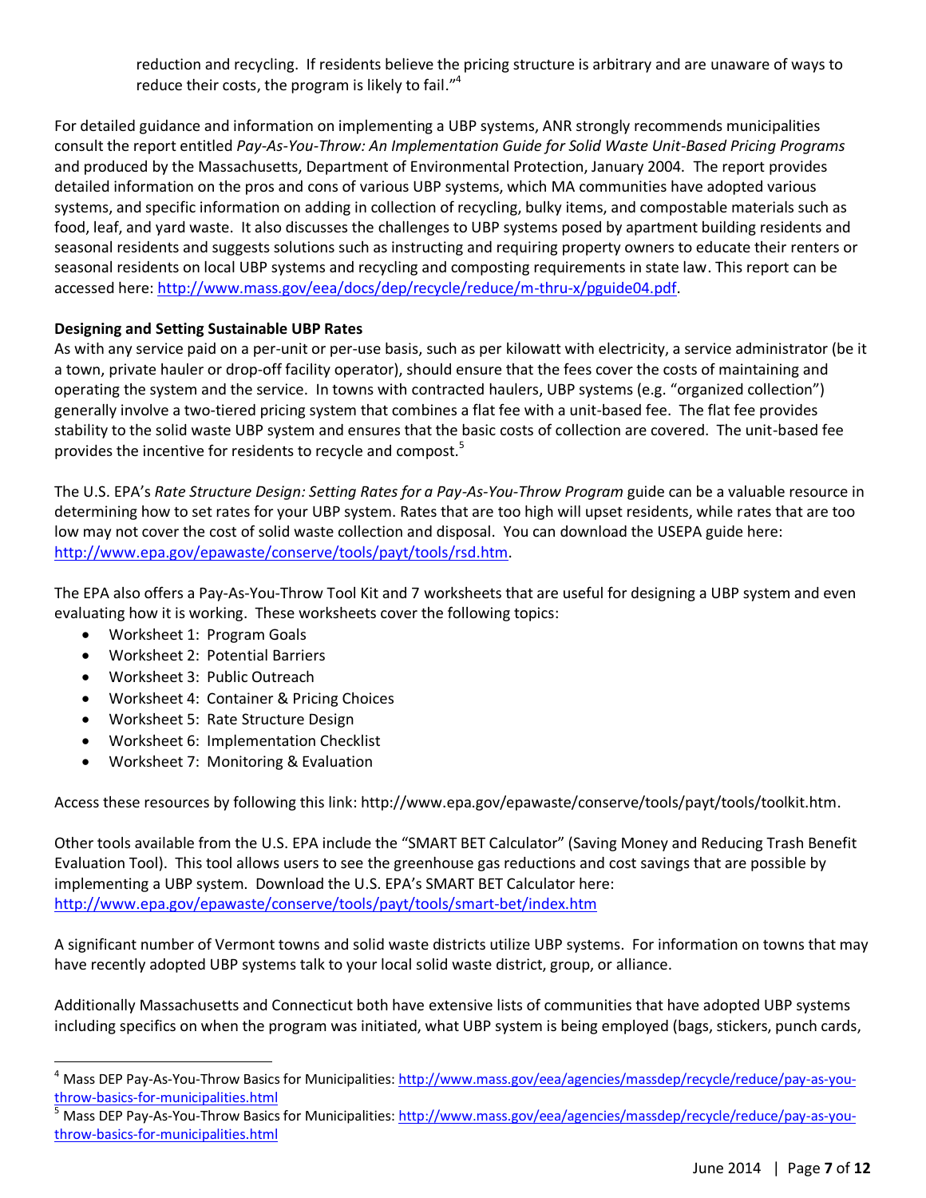reduction and recycling. If residents believe the pricing structure is arbitrary and are unaware of ways to reduce their costs, the program is likely to fail."[4]

For detailed guidance and information on implementing a UBP systems, ANR strongly recommends municipalities consult the report entitled *Pay-As-You-Throw: An Implementation Guide for Solid Waste Unit-Based Pricing Programs* and produced by the Massachusetts, Department of Environmental Protection, January 2004. The report provides detailed information on the pros and cons of various UBP systems, which MA communities have adopted various systems, and specific information on adding in collection of recycling, bulky items, and compostable materials such as food, leaf, and yard waste. It also discusses the challenges to UBP systems posed by apartment building residents and seasonal residents and suggests solutions such as instructing and requiring property owners to educate their renters or seasonal residents on local UBP systems and recycling and composting requirements in state law. This report can be accessed here: http://www.mass.gov/eea/docs/dep/recycle/reduce/m-thru-x/pguide04.pdf.

**Designing and Setting Sustainable UBP Rates**

As with any service paid on a per-unit or per-use basis, such as per kilowatt with electricity, a service administrator (be it a town, private hauler or drop-off facility operator), should ensure that the fees cover the costs of maintaining and operating the system and the service. In towns with contracted haulers, UBP systems (e.g. "organized collection") generally involve a two-tiered pricing system that combines a flat fee with a unit-based fee. The flat fee provides stability to the solid waste UBP system and ensures that the basic costs of collection are covered. The unit-based fee provides the incentive for residents to recycle and compost.[5]

The U.S. EPA's *Rate Structure Design: Setting Rates for a Pay-As-You-Throw Program* guide can be a valuable resource in determining how to set rates for your UBP system. Rates that are too high will upset residents, while rates that are too low may not cover the cost of solid waste collection and disposal. You can download the USEPA guide here: http://www.epa.gov/epawaste/conserve/tools/payt/tools/rsd.htm.

The EPA also offers a Pay-As-You-Throw Tool Kit and 7 worksheets that are useful for designing a UBP system and even evaluating how it is working. These worksheets cover the following topics:

- Worksheet 1: Program Goals
- Worksheet 2: Potential Barriers
- Worksheet 3: Public Outreach
- Worksheet 4: Container & Pricing Choices
- Worksheet 5: Rate Structure Design
- Worksheet 6: Implementation Checklist
- Worksheet 7: Monitoring & Evaluation

Access these resources by following this link: http://www.epa.gov/epawaste/conserve/tools/payt/tools/toolkit.htm.

Other tools available from the U.S. EPA include the "SMART BET Calculator" (Saving Money and Reducing Trash Benefit Evaluation Tool). This tool allows users to see the greenhouse gas reductions and cost savings that are possible by implementing a UBP system. Download the U.S. EPA's SMART BET Calculator here: http://www.epa.gov/epawaste/conserve/tools/payt/tools/smart-bet/index.htm

A significant number of Vermont towns and solid waste districts utilize UBP systems. For information on towns that may have recently adopted UBP systems talk to your local solid waste district, group, or alliance.

Additionally Massachusetts and Connecticut both have extensive lists of communities that have adopted UBP systems including specifics on when the program was initiated, what UBP system is being employed (bags, stickers, punch cards,

---

[4] Mass DEP Pay-As-You-Throw Basics for Municipalities: http://www.mass.gov/eea/agencies/massdep/recycle/reduce/pay-as-you-throw-basics-for-municipalities.html

[5] Mass DEP Pay-As-You-Throw Basics for Municipalities: http://www.mass.gov/eea/agencies/massdep/recycle/reduce/pay-as-you-throw-basics-for-municipalities.html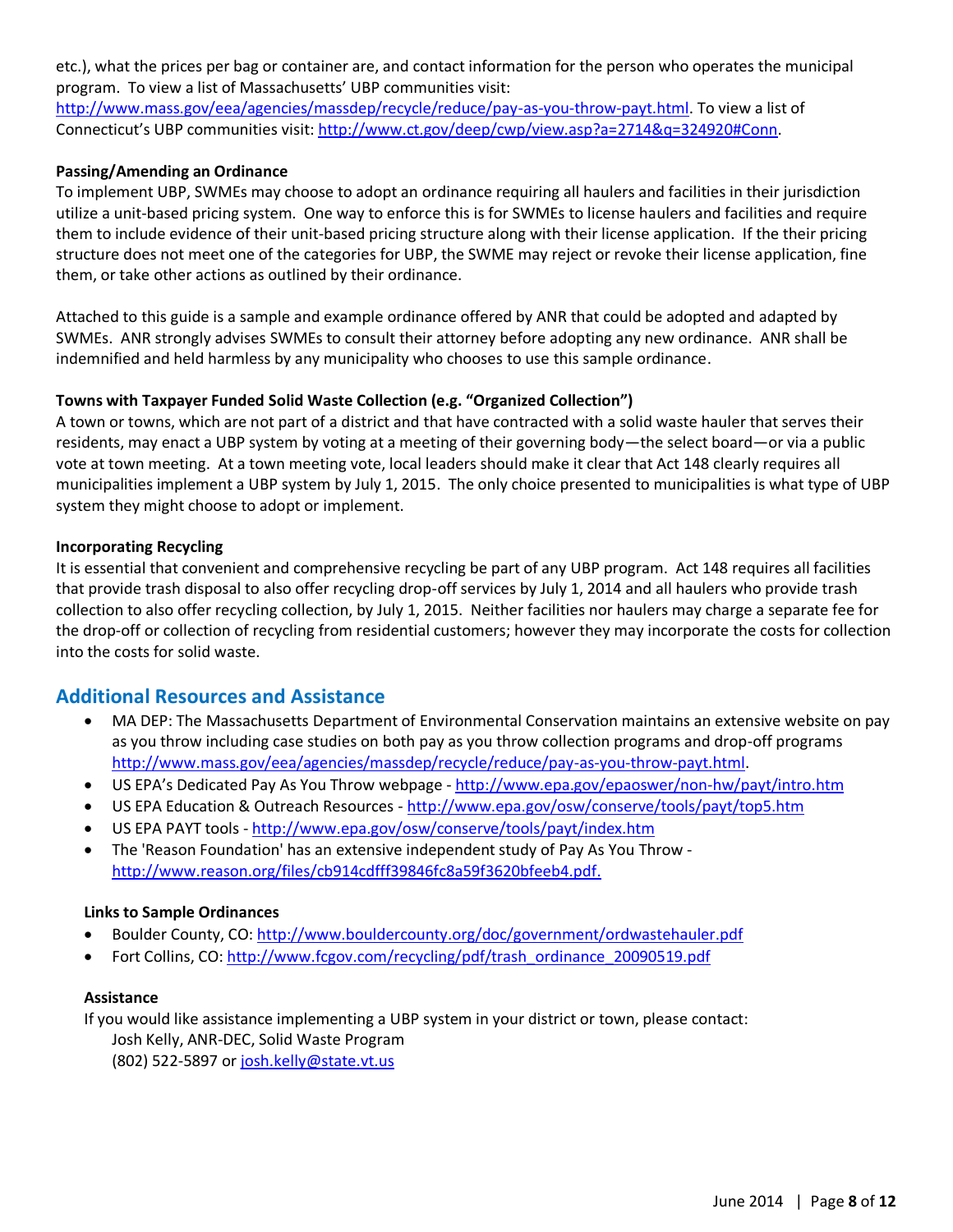etc.), what the prices per bag or container are, and contact information for the person who operates the municipal program. To view a list of Massachusetts' UBP communities visit: http://www.mass.gov/eea/agencies/massdep/recycle/reduce/pay-as-you-throw-payt.html. To view a list of Connecticut's UBP communities visit: http://www.ct.gov/deep/cwp/view.asp?a=2714&q=324920#Conn.

**Passing/Amending an Ordinance**

To implement UBP, SWMEs may choose to adopt an ordinance requiring all haulers and facilities in their jurisdiction utilize a unit-based pricing system. One way to enforce this is for SWMEs to license haulers and facilities and require them to include evidence of their unit-based pricing structure along with their license application. If the their pricing structure does not meet one of the categories for UBP, the SWME may reject or revoke their license application, fine them, or take other actions as outlined by their ordinance.

Attached to this guide is a sample and example ordinance offered by ANR that could be adopted and adapted by SWMEs. ANR strongly advises SWMEs to consult their attorney before adopting any new ordinance. ANR shall be indemnified and held harmless by any municipality who chooses to use this sample ordinance.

**Towns with Taxpayer Funded Solid Waste Collection (e.g. "Organized Collection")**

A town or towns, which are not part of a district and that have contracted with a solid waste hauler that serves their residents, may enact a UBP system by voting at a meeting of their governing body—the select board—or via a public vote at town meeting. At a town meeting vote, local leaders should make it clear that Act 148 clearly requires all municipalities implement a UBP system by July 1, 2015. The only choice presented to municipalities is what type of UBP system they might choose to adopt or implement.

**Incorporating Recycling**

It is essential that convenient and comprehensive recycling be part of any UBP program. Act 148 requires all facilities that provide trash disposal to also offer recycling drop-off services by July 1, 2014 and all haulers who provide trash collection to also offer recycling collection, by July 1, 2015. Neither facilities nor haulers may charge a separate fee for the drop-off or collection of recycling from residential customers; however they may incorporate the costs for collection into the costs for solid waste.

## Additional Resources and Assistance

- MA DEP: The Massachusetts Department of Environmental Conservation maintains an extensive website on pay as you throw including case studies on both pay as you throw collection programs and drop-off programs http://www.mass.gov/eea/agencies/massdep/recycle/reduce/pay-as-you-throw-payt.html.
- US EPA's Dedicated Pay As You Throw webpage - http://www.epa.gov/epaoswer/non-hw/payt/intro.htm
- US EPA Education & Outreach Resources - http://www.epa.gov/osw/conserve/tools/payt/top5.htm
- US EPA PAYT tools - http://www.epa.gov/osw/conserve/tools/payt/index.htm
- The 'Reason Foundation' has an extensive independent study of Pay As You Throw - http://www.reason.org/files/cb914cdfff39846fc8a59f3620bfeeb4.pdf.

**Links to Sample Ordinances**

- Boulder County, CO: http://www.bouldercounty.org/doc/government/ordwastehauler.pdf
- Fort Collins, CO: http://www.fcgov.com/recycling/pdf/trash_ordinance_20090519.pdf

**Assistance**

If you would like assistance implementing a UBP system in your district or town, please contact:
Josh Kelly, ANR-DEC, Solid Waste Program
(802) 522-5897 or josh.kelly@state.vt.us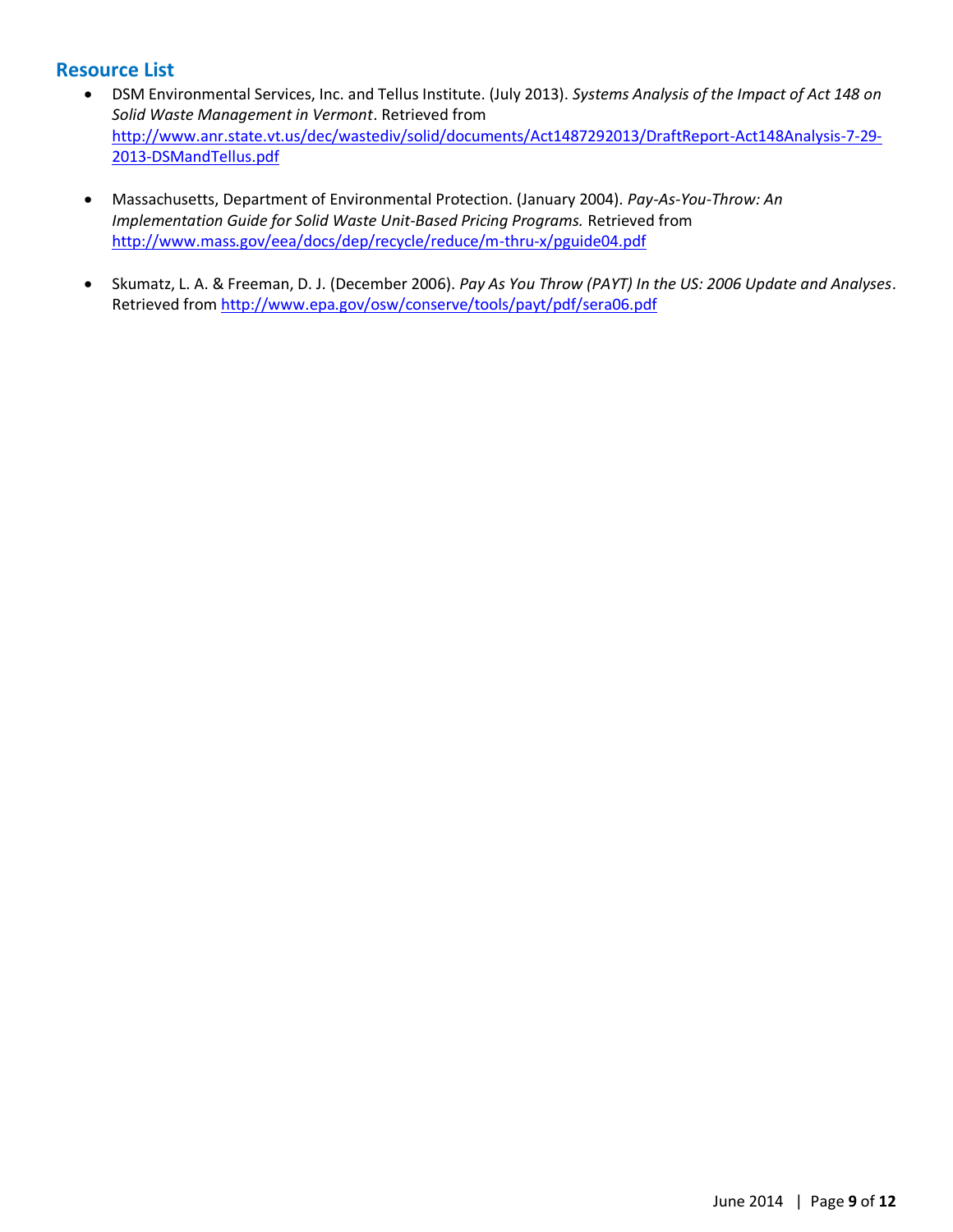## Resource List

- DSM Environmental Services, Inc. and Tellus Institute. (July 2013). *Systems Analysis of the Impact of Act 148 on Solid Waste Management in Vermont*. Retrieved from [http://www.anr.state.vt.us/dec/wastediv/solid/documents/Act1487292013/DraftReport-Act148Analysis-7-29-2013-DSMandTellus.pdf](http://www.anr.state.vt.us/dec/wastediv/solid/documents/Act1487292013/DraftReport-Act148Analysis-7-29-2013-DSMandTellus.pdf)

- Massachusetts, Department of Environmental Protection. (January 2004). *Pay-As-You-Throw: An Implementation Guide for Solid Waste Unit-Based Pricing Programs.* Retrieved from [http://www.mass.gov/eea/docs/dep/recycle/reduce/m-thru-x/pguide04.pdf](http://www.mass.gov/eea/docs/dep/recycle/reduce/m-thru-x/pguide04.pdf)

- Skumatz, L. A. & Freeman, D. J. (December 2006). *Pay As You Throw (PAYT) In the US: 2006 Update and Analyses*. Retrieved from [http://www.epa.gov/osw/conserve/tools/payt/pdf/sera06.pdf](http://www.epa.gov/osw/conserve/tools/payt/pdf/sera06.pdf)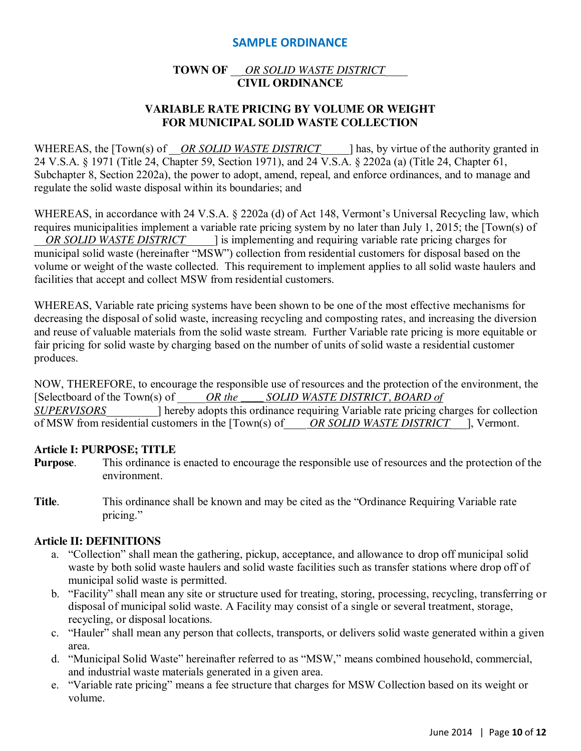## SAMPLE ORDINANCE

### TOWN OF __*OR SOLID WASTE DISTRICT*____
### CIVIL ORDINANCE

### VARIABLE RATE PRICING BY VOLUME OR WEIGHT FOR MUNICIPAL SOLID WASTE COLLECTION

WHEREAS, the [Town(s) of __*OR SOLID WASTE DISTRICT*_____] has, by virtue of the authority granted in 24 V.S.A. § 1971 (Title 24, Chapter 59, Section 1971), and 24 V.S.A. § 2202a (a) (Title 24, Chapter 61, Subchapter 8, Section 2202a), the power to adopt, amend, repeal, and enforce ordinances, and to manage and regulate the solid waste disposal within its boundaries; and

WHEREAS, in accordance with 24 V.S.A. § 2202a (d) of Act 148, Vermont's Universal Recycling law, which requires municipalities implement a variable rate pricing system by no later than July 1, 2015; the [Town(s) of __*OR SOLID WASTE DISTRICT*_____] is implementing and requiring variable rate pricing charges for municipal solid waste (hereinafter "MSW") collection from residential customers for disposal based on the volume or weight of the waste collected. This requirement to implement applies to all solid waste haulers and facilities that accept and collect MSW from residential customers.

WHEREAS, Variable rate pricing systems have been shown to be one of the most effective mechanisms for decreasing the disposal of solid waste, increasing recycling and composting rates, and increasing the diversion and reuse of valuable materials from the solid waste stream. Further Variable rate pricing is more equitable or fair pricing for solid waste by charging based on the number of units of solid waste a residential customer produces.

NOW, THEREFORE, to encourage the responsible use of resources and the protection of the environment, the [Selectboard of the Town(s) of _____*OR the ____ SOLID WASTE DISTRICT, BOARD of SUPERVISORS*_________] hereby adopts this ordinance requiring Variable rate pricing charges for collection of MSW from residential customers in the [Town(s) of____ *OR SOLID WASTE DISTRICT*___], Vermont.

**Article I: PURPOSE; TITLE**

**Purpose**. This ordinance is enacted to encourage the responsible use of resources and the protection of the environment.

**Title**. This ordinance shall be known and may be cited as the "Ordinance Requiring Variable rate pricing."

**Article II: DEFINITIONS**

a. "Collection" shall mean the gathering, pickup, acceptance, and allowance to drop off municipal solid waste by both solid waste haulers and solid waste facilities such as transfer stations where drop off of municipal solid waste is permitted.
b. "Facility" shall mean any site or structure used for treating, storing, processing, recycling, transferring or disposal of municipal solid waste. A Facility may consist of a single or several treatment, storage, recycling, or disposal locations.
c. "Hauler" shall mean any person that collects, transports, or delivers solid waste generated within a given area.
d. "Municipal Solid Waste" hereinafter referred to as "MSW," means combined household, commercial, and industrial waste materials generated in a given area.
e. "Variable rate pricing" means a fee structure that charges for MSW Collection based on its weight or volume.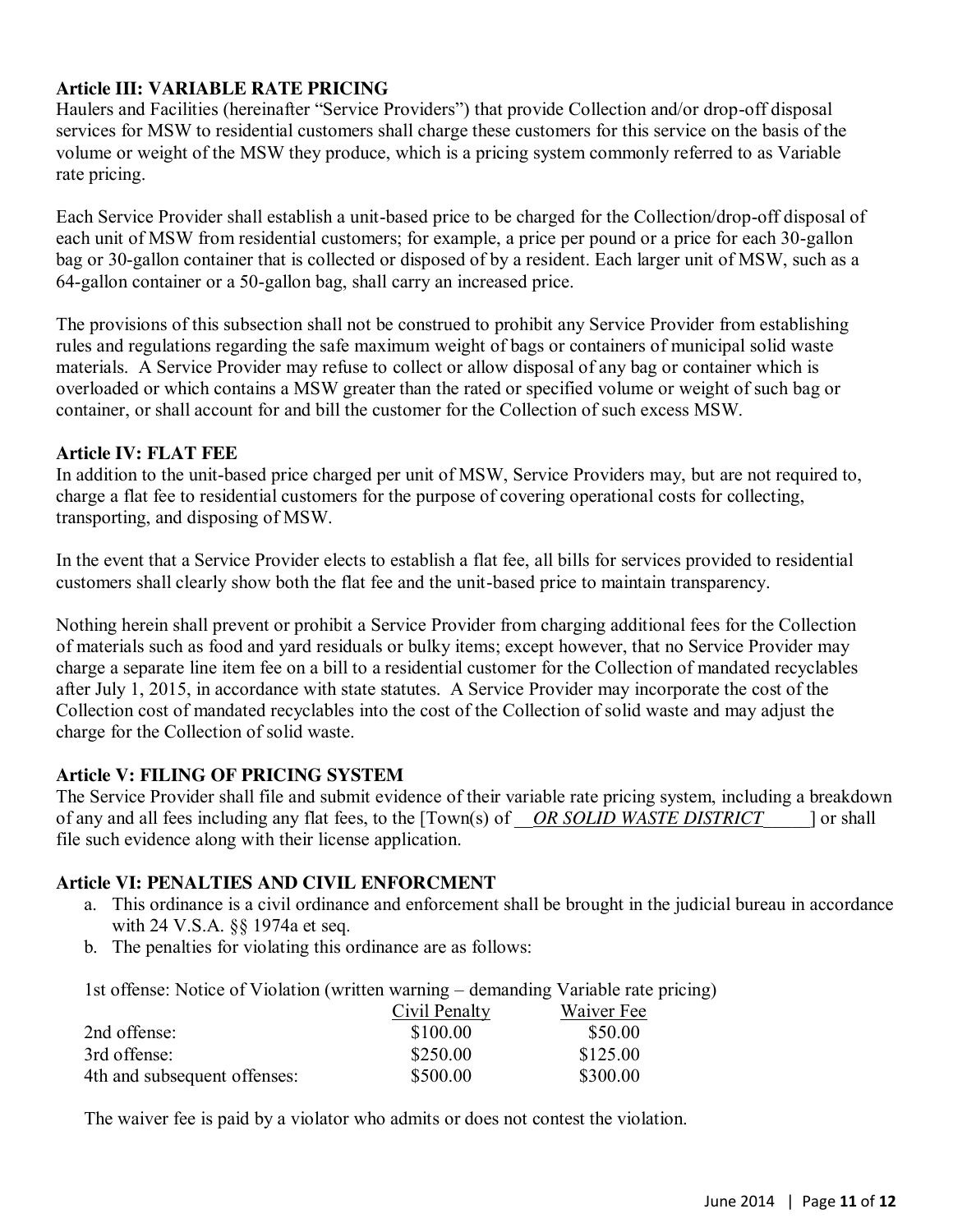### Article III: VARIABLE RATE PRICING

Haulers and Facilities (hereinafter "Service Providers") that provide Collection and/or drop-off disposal services for MSW to residential customers shall charge these customers for this service on the basis of the volume or weight of the MSW they produce, which is a pricing system commonly referred to as Variable rate pricing.

Each Service Provider shall establish a unit-based price to be charged for the Collection/drop-off disposal of each unit of MSW from residential customers; for example, a price per pound or a price for each 30-gallon bag or 30-gallon container that is collected or disposed of by a resident. Each larger unit of MSW, such as a 64-gallon container or a 50-gallon bag, shall carry an increased price.

The provisions of this subsection shall not be construed to prohibit any Service Provider from establishing rules and regulations regarding the safe maximum weight of bags or containers of municipal solid waste materials. A Service Provider may refuse to collect or allow disposal of any bag or container which is overloaded or which contains a MSW greater than the rated or specified volume or weight of such bag or container, or shall account for and bill the customer for the Collection of such excess MSW.

### Article IV: FLAT FEE

In addition to the unit-based price charged per unit of MSW, Service Providers may, but are not required to, charge a flat fee to residential customers for the purpose of covering operational costs for collecting, transporting, and disposing of MSW.

In the event that a Service Provider elects to establish a flat fee, all bills for services provided to residential customers shall clearly show both the flat fee and the unit-based price to maintain transparency.

Nothing herein shall prevent or prohibit a Service Provider from charging additional fees for the Collection of materials such as food and yard residuals or bulky items; except however, that no Service Provider may charge a separate line item fee on a bill to a residential customer for the Collection of mandated recyclables after July 1, 2015, in accordance with state statutes. A Service Provider may incorporate the cost of the Collection cost of mandated recyclables into the cost of the Collection of solid waste and may adjust the charge for the Collection of solid waste.

### Article V: FILING OF PRICING SYSTEM

The Service Provider shall file and submit evidence of their variable rate pricing system, including a breakdown of any and all fees including any flat fees, to the [Town(s) of __*OR SOLID WASTE DISTRICT*_____] or shall file such evidence along with their license application.

### Article VI: PENALTIES AND CIVIL ENFORCMENT

a. This ordinance is a civil ordinance and enforcement shall be brought in the judicial bureau in accordance with 24 V.S.A. §§ 1974a et seq.
b. The penalties for violating this ordinance are as follows:

1st offense: Notice of Violation (written warning – demanding Variable rate pricing)

| | Civil Penalty | Waiver Fee |
|---|---|---|
| 2nd offense: | $100.00 | $50.00 |
| 3rd offense: | $250.00 | $125.00 |
| 4th and subsequent offenses: | $500.00 | $300.00 |

The waiver fee is paid by a violator who admits or does not contest the violation.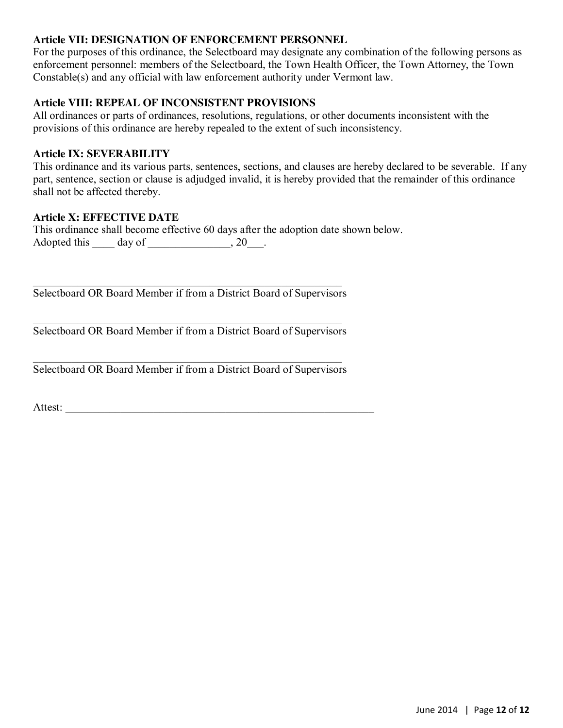**Article VII: DESIGNATION OF ENFORCEMENT PERSONNEL**

For the purposes of this ordinance, the Selectboard may designate any combination of the following persons as enforcement personnel: members of the Selectboard, the Town Health Officer, the Town Attorney, the Town Constable(s) and any official with law enforcement authority under Vermont law.

**Article VIII: REPEAL OF INCONSISTENT PROVISIONS**

All ordinances or parts of ordinances, resolutions, regulations, or other documents inconsistent with the provisions of this ordinance are hereby repealed to the extent of such inconsistency.

**Article IX: SEVERABILITY**

This ordinance and its various parts, sentences, sections, and clauses are hereby declared to be severable. If any part, sentence, section or clause is adjudged invalid, it is hereby provided that the remainder of this ordinance shall not be affected thereby.

**Article X: EFFECTIVE DATE**

This ordinance shall become effective 60 days after the adoption date shown below.
Adopted this ____ day of _______________, 20___.

_____________________________________________________________
Selectboard OR Board Member if from a District Board of Supervisors

_____________________________________________________________
Selectboard OR Board Member if from a District Board of Supervisors

_____________________________________________________________
Selectboard OR Board Member if from a District Board of Supervisors

Attest: _____________________________________________________________